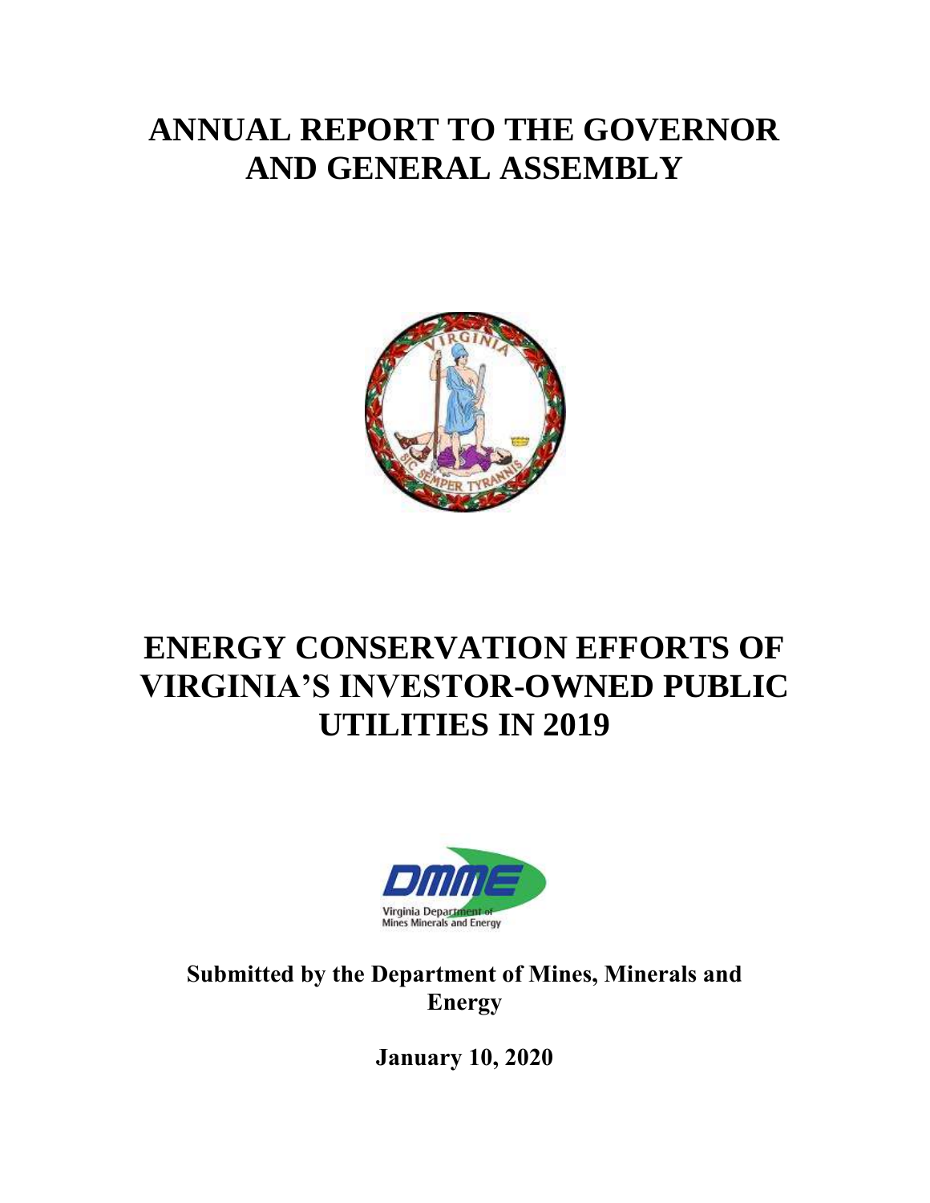# ANNUAL REPORT TO THE GOVERNOR AND GENERAL ASSEMBLY

# ENERGY CONSERVATION EFFORTS OF VIRGINIA'S INVESTOR-OWNED PUBLIC UTILITIES IN 2019

**Submitted by the Department of Mines, Minerals and Energy**

**January 10, 2020**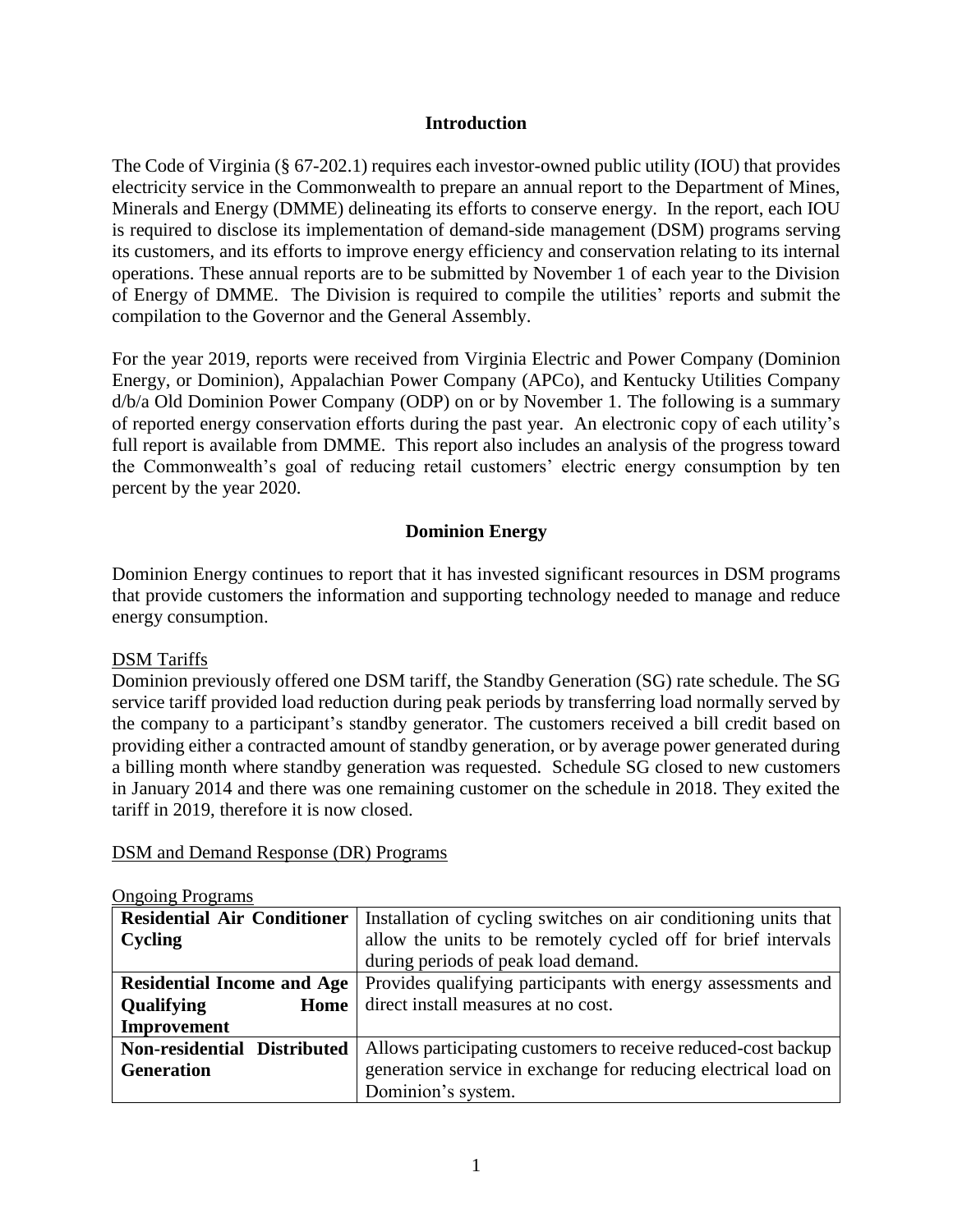## Introduction

The Code of Virginia (§ 67-202.1) requires each investor-owned public utility (IOU) that provides electricity service in the Commonwealth to prepare an annual report to the Department of Mines, Minerals and Energy (DMME) delineating its efforts to conserve energy. In the report, each IOU is required to disclose its implementation of demand-side management (DSM) programs serving its customers, and its efforts to improve energy efficiency and conservation relating to its internal operations. These annual reports are to be submitted by November 1 of each year to the Division of Energy of DMME. The Division is required to compile the utilities' reports and submit the compilation to the Governor and the General Assembly.

For the year 2019, reports were received from Virginia Electric and Power Company (Dominion Energy, or Dominion), Appalachian Power Company (APCo), and Kentucky Utilities Company d/b/a Old Dominion Power Company (ODP) on or by November 1. The following is a summary of reported energy conservation efforts during the past year. An electronic copy of each utility's full report is available from DMME. This report also includes an analysis of the progress toward the Commonwealth's goal of reducing retail customers' electric energy consumption by ten percent by the year 2020.

## Dominion Energy

Dominion Energy continues to report that it has invested significant resources in DSM programs that provide customers the information and supporting technology needed to manage and reduce energy consumption.

### DSM Tariffs

Dominion previously offered one DSM tariff, the Standby Generation (SG) rate schedule. The SG service tariff provided load reduction during peak periods by transferring load normally served by the company to a participant's standby generator. The customers received a bill credit based on providing either a contracted amount of standby generation, or by average power generated during a billing month where standby generation was requested. Schedule SG closed to new customers in January 2014 and there was one remaining customer on the schedule in 2018. They exited the tariff in 2019, therefore it is now closed.

### DSM and Demand Response (DR) Programs

Ongoing Programs

| Program | Description |
|---|---|
| **Residential Air Conditioner Cycling** | Installation of cycling switches on air conditioning units that allow the units to be remotely cycled off for brief intervals during periods of peak load demand. |
| **Residential Income and Age Qualifying Home Improvement** | Provides qualifying participants with energy assessments and direct install measures at no cost. |
| **Non-residential Distributed Generation** | Allows participating customers to receive reduced-cost backup generation service in exchange for reducing electrical load on Dominion's system. |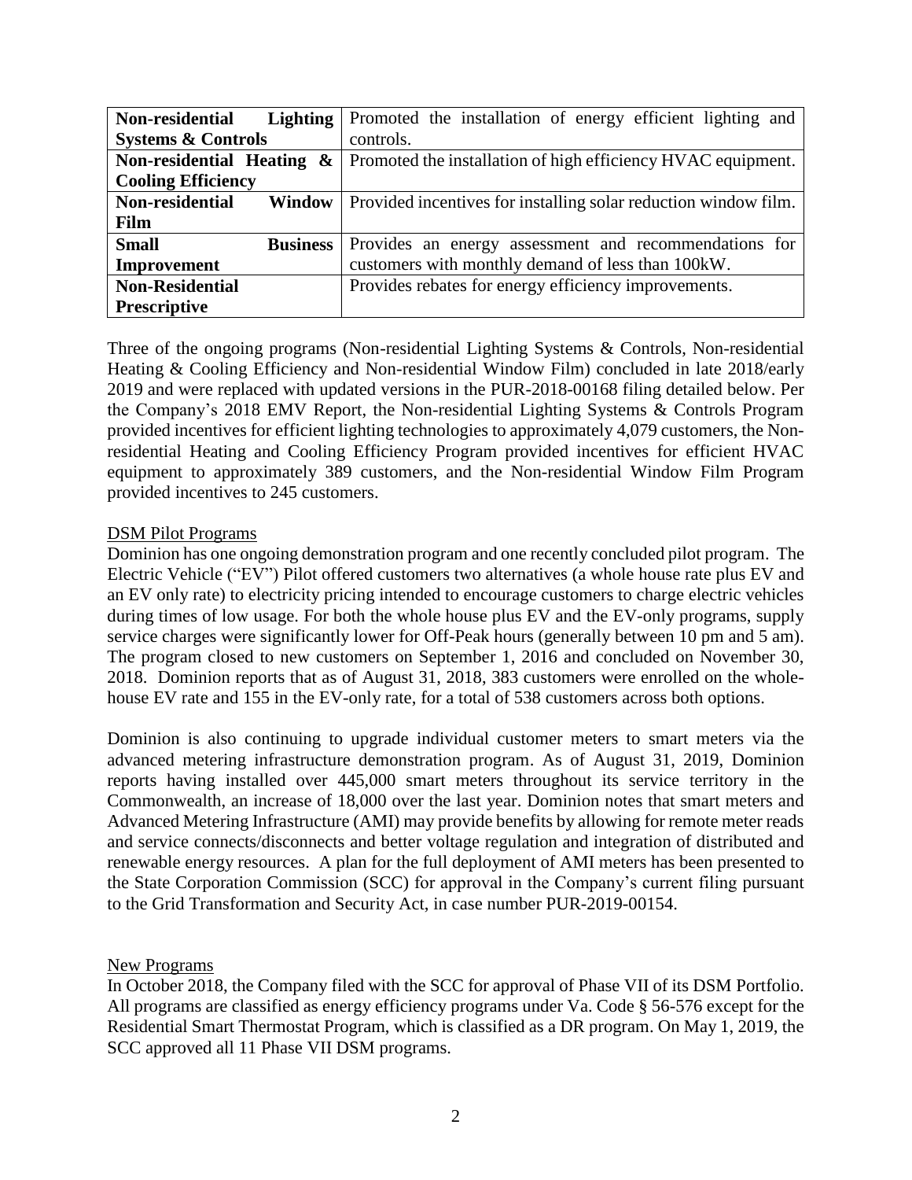| **Non-residential Lighting Systems & Controls** | Promoted the installation of energy efficient lighting and controls. |
|---|---|
| **Non-residential Heating & Cooling Efficiency** | Promoted the installation of high efficiency HVAC equipment. |
| **Non-residential Window Film** | Provided incentives for installing solar reduction window film. |
| **Small Business Improvement** | Provides an energy assessment and recommendations for customers with monthly demand of less than 100kW. |
| **Non-Residential Prescriptive** | Provides rebates for energy efficiency improvements. |

Three of the ongoing programs (Non-residential Lighting Systems & Controls, Non-residential Heating & Cooling Efficiency and Non-residential Window Film) concluded in late 2018/early 2019 and were replaced with updated versions in the PUR-2018-00168 filing detailed below. Per the Company's 2018 EMV Report, the Non-residential Lighting Systems & Controls Program provided incentives for efficient lighting technologies to approximately 4,079 customers, the Non-residential Heating and Cooling Efficiency Program provided incentives for efficient HVAC equipment to approximately 389 customers, and the Non-residential Window Film Program provided incentives to 245 customers.

DSM Pilot Programs

Dominion has one ongoing demonstration program and one recently concluded pilot program. The Electric Vehicle ("EV") Pilot offered customers two alternatives (a whole house rate plus EV and an EV only rate) to electricity pricing intended to encourage customers to charge electric vehicles during times of low usage. For both the whole house plus EV and the EV-only programs, supply service charges were significantly lower for Off-Peak hours (generally between 10 pm and 5 am). The program closed to new customers on September 1, 2016 and concluded on November 30, 2018. Dominion reports that as of August 31, 2018, 383 customers were enrolled on the whole-house EV rate and 155 in the EV-only rate, for a total of 538 customers across both options.

Dominion is also continuing to upgrade individual customer meters to smart meters via the advanced metering infrastructure demonstration program. As of August 31, 2019, Dominion reports having installed over 445,000 smart meters throughout its service territory in the Commonwealth, an increase of 18,000 over the last year. Dominion notes that smart meters and Advanced Metering Infrastructure (AMI) may provide benefits by allowing for remote meter reads and service connects/disconnects and better voltage regulation and integration of distributed and renewable energy resources. A plan for the full deployment of AMI meters has been presented to the State Corporation Commission (SCC) for approval in the Company's current filing pursuant to the Grid Transformation and Security Act, in case number PUR-2019-00154.

New Programs

In October 2018, the Company filed with the SCC for approval of Phase VII of its DSM Portfolio. All programs are classified as energy efficiency programs under Va. Code § 56-576 except for the Residential Smart Thermostat Program, which is classified as a DR program. On May 1, 2019, the SCC approved all 11 Phase VII DSM programs.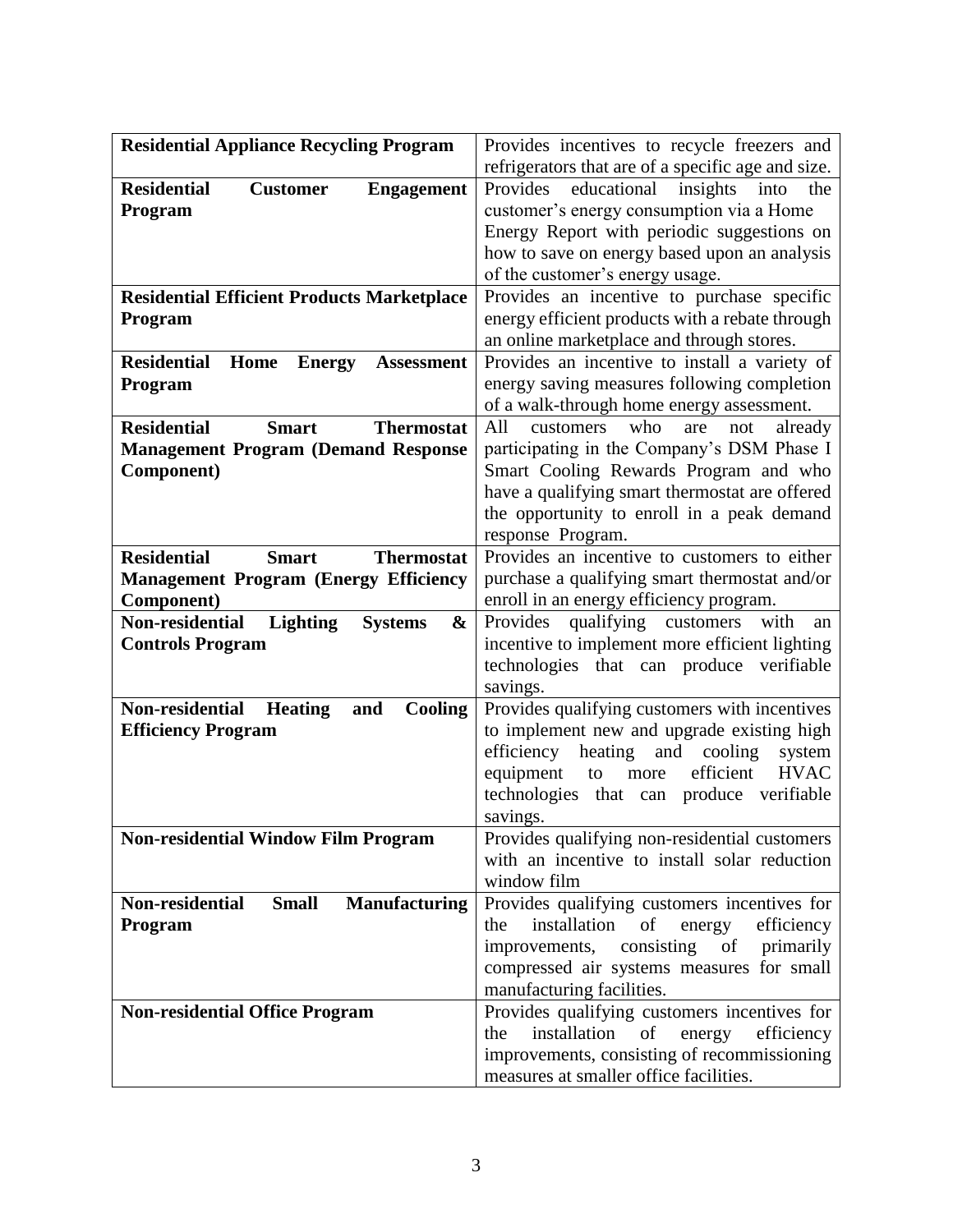| | |
|---|---|
| **Residential Appliance Recycling Program** | Provides incentives to recycle freezers and refrigerators that are of a specific age and size. |
| **Residential Customer Engagement Program** | Provides educational insights into the customer's energy consumption via a Home Energy Report with periodic suggestions on how to save on energy based upon an analysis of the customer's energy usage. |
| **Residential Efficient Products Marketplace Program** | Provides an incentive to purchase specific energy efficient products with a rebate through an online marketplace and through stores. |
| **Residential Home Energy Assessment Program** | Provides an incentive to install a variety of energy saving measures following completion of a walk-through home energy assessment. |
| **Residential Smart Thermostat Management Program (Demand Response Component)** | All customers who are not already participating in the Company's DSM Phase I Smart Cooling Rewards Program and who have a qualifying smart thermostat are offered the opportunity to enroll in a peak demand response Program. |
| **Residential Smart Thermostat Management Program (Energy Efficiency Component)** | Provides an incentive to customers to either purchase a qualifying smart thermostat and/or enroll in an energy efficiency program. |
| **Non-residential Lighting Systems & Controls Program** | Provides qualifying customers with an incentive to implement more efficient lighting technologies that can produce verifiable savings. |
| **Non-residential Heating and Cooling Efficiency Program** | Provides qualifying customers with incentives to implement new and upgrade existing high efficiency heating and cooling system equipment to more efficient HVAC technologies that can produce verifiable savings. |
| **Non-residential Window Film Program** | Provides qualifying non-residential customers with an incentive to install solar reduction window film |
| **Non-residential Small Manufacturing Program** | Provides qualifying customers incentives for the installation of energy efficiency improvements, consisting of primarily compressed air systems measures for small manufacturing facilities. |
| **Non-residential Office Program** | Provides qualifying customers incentives for the installation of energy efficiency improvements, consisting of recommissioning measures at smaller office facilities. |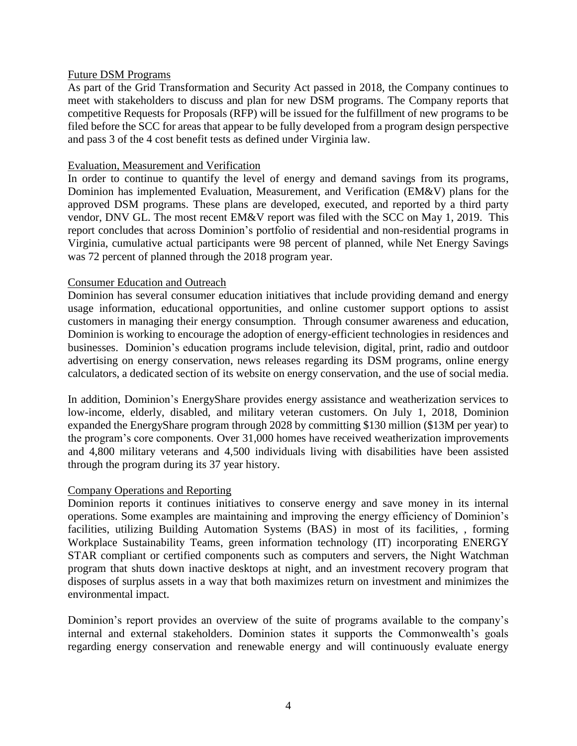Future DSM Programs

As part of the Grid Transformation and Security Act passed in 2018, the Company continues to meet with stakeholders to discuss and plan for new DSM programs. The Company reports that competitive Requests for Proposals (RFP) will be issued for the fulfillment of new programs to be filed before the SCC for areas that appear to be fully developed from a program design perspective and pass 3 of the 4 cost benefit tests as defined under Virginia law.

Evaluation, Measurement and Verification

In order to continue to quantify the level of energy and demand savings from its programs, Dominion has implemented Evaluation, Measurement, and Verification (EM&V) plans for the approved DSM programs. These plans are developed, executed, and reported by a third party vendor, DNV GL. The most recent EM&V report was filed with the SCC on May 1, 2019. This report concludes that across Dominion's portfolio of residential and non-residential programs in Virginia, cumulative actual participants were 98 percent of planned, while Net Energy Savings was 72 percent of planned through the 2018 program year.

Consumer Education and Outreach

Dominion has several consumer education initiatives that include providing demand and energy usage information, educational opportunities, and online customer support options to assist customers in managing their energy consumption. Through consumer awareness and education, Dominion is working to encourage the adoption of energy-efficient technologies in residences and businesses. Dominion's education programs include television, digital, print, radio and outdoor advertising on energy conservation, news releases regarding its DSM programs, online energy calculators, a dedicated section of its website on energy conservation, and the use of social media.

In addition, Dominion's EnergyShare provides energy assistance and weatherization services to low-income, elderly, disabled, and military veteran customers. On July 1, 2018, Dominion expanded the EnergyShare program through 2028 by committing $130 million ($13M per year) to the program's core components. Over 31,000 homes have received weatherization improvements and 4,800 military veterans and 4,500 individuals living with disabilities have been assisted through the program during its 37 year history.

Company Operations and Reporting

Dominion reports it continues initiatives to conserve energy and save money in its internal operations. Some examples are maintaining and improving the energy efficiency of Dominion's facilities, utilizing Building Automation Systems (BAS) in most of its facilities, , forming Workplace Sustainability Teams, green information technology (IT) incorporating ENERGY STAR compliant or certified components such as computers and servers, the Night Watchman program that shuts down inactive desktops at night, and an investment recovery program that disposes of surplus assets in a way that both maximizes return on investment and minimizes the environmental impact.

Dominion's report provides an overview of the suite of programs available to the company's internal and external stakeholders. Dominion states it supports the Commonwealth's goals regarding energy conservation and renewable energy and will continuously evaluate energy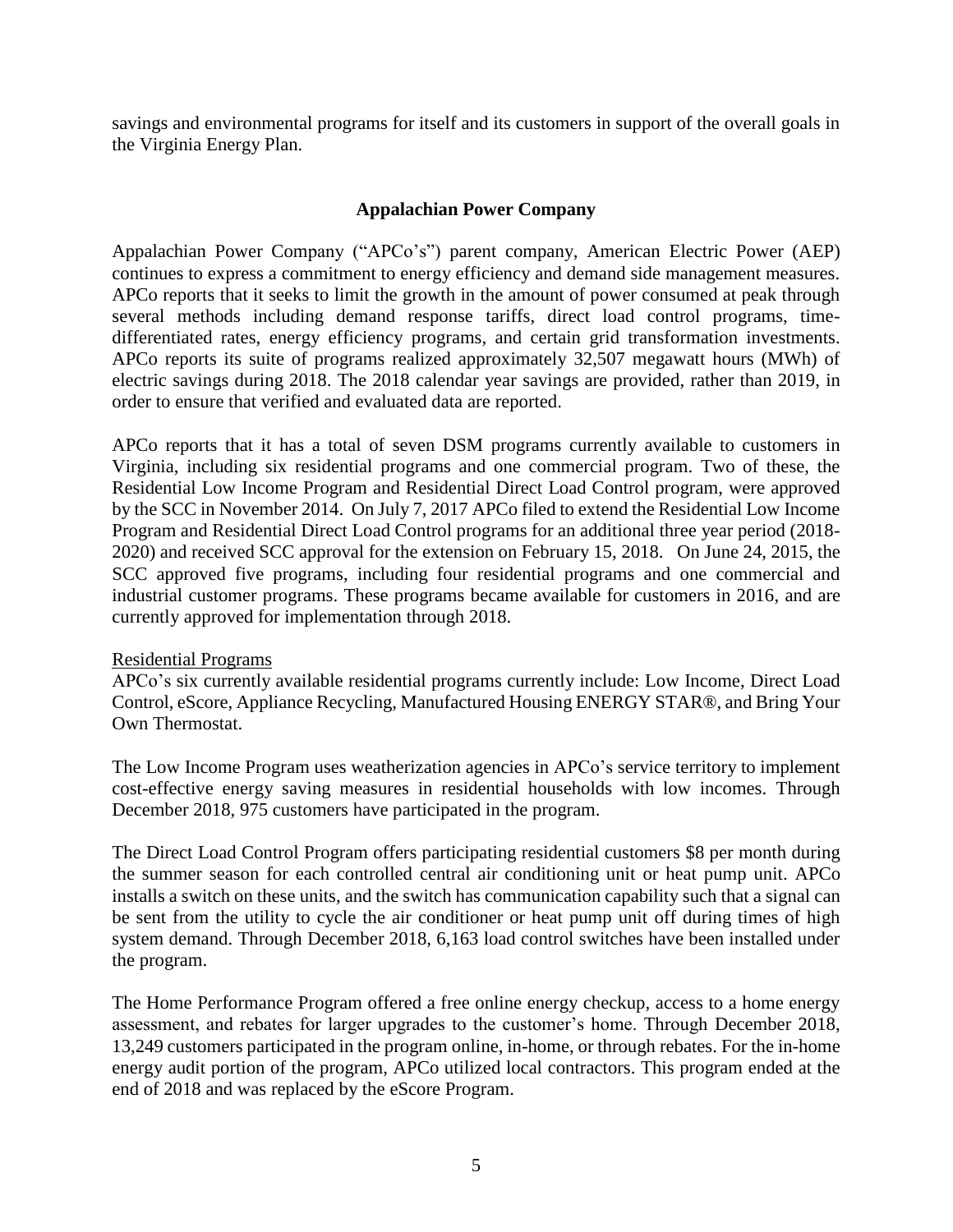savings and environmental programs for itself and its customers in support of the overall goals in the Virginia Energy Plan.

## Appalachian Power Company

Appalachian Power Company ("APCo's") parent company, American Electric Power (AEP) continues to express a commitment to energy efficiency and demand side management measures. APCo reports that it seeks to limit the growth in the amount of power consumed at peak through several methods including demand response tariffs, direct load control programs, time-differentiated rates, energy efficiency programs, and certain grid transformation investments. APCo reports its suite of programs realized approximately 32,507 megawatt hours (MWh) of electric savings during 2018. The 2018 calendar year savings are provided, rather than 2019, in order to ensure that verified and evaluated data are reported.

APCo reports that it has a total of seven DSM programs currently available to customers in Virginia, including six residential programs and one commercial program. Two of these, the Residential Low Income Program and Residential Direct Load Control program, were approved by the SCC in November 2014. On July 7, 2017 APCo filed to extend the Residential Low Income Program and Residential Direct Load Control programs for an additional three year period (2018-2020) and received SCC approval for the extension on February 15, 2018. On June 24, 2015, the SCC approved five programs, including four residential programs and one commercial and industrial customer programs. These programs became available for customers in 2016, and are currently approved for implementation through 2018.

Residential Programs

APCo's six currently available residential programs currently include: Low Income, Direct Load Control, eScore, Appliance Recycling, Manufactured Housing ENERGY STAR®, and Bring Your Own Thermostat.

The Low Income Program uses weatherization agencies in APCo's service territory to implement cost-effective energy saving measures in residential households with low incomes. Through December 2018, 975 customers have participated in the program.

The Direct Load Control Program offers participating residential customers $8 per month during the summer season for each controlled central air conditioning unit or heat pump unit. APCo installs a switch on these units, and the switch has communication capability such that a signal can be sent from the utility to cycle the air conditioner or heat pump unit off during times of high system demand. Through December 2018, 6,163 load control switches have been installed under the program.

The Home Performance Program offered a free online energy checkup, access to a home energy assessment, and rebates for larger upgrades to the customer's home. Through December 2018, 13,249 customers participated in the program online, in-home, or through rebates. For the in-home energy audit portion of the program, APCo utilized local contractors. This program ended at the end of 2018 and was replaced by the eScore Program.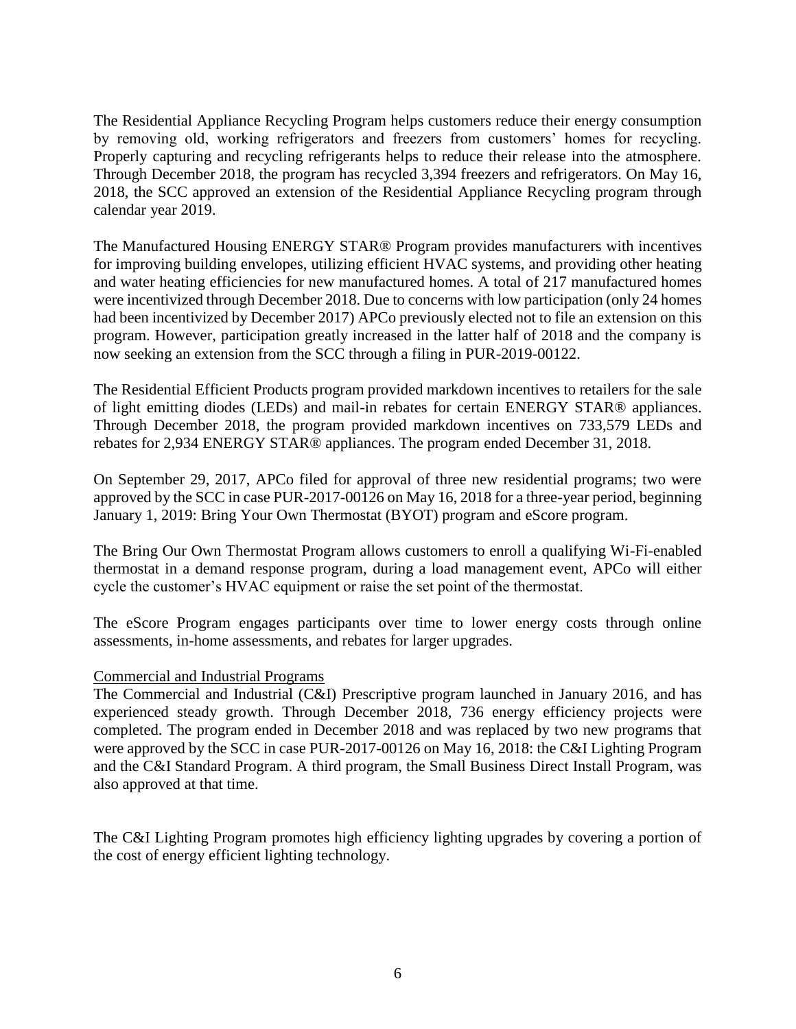The Residential Appliance Recycling Program helps customers reduce their energy consumption by removing old, working refrigerators and freezers from customers' homes for recycling. Properly capturing and recycling refrigerants helps to reduce their release into the atmosphere. Through December 2018, the program has recycled 3,394 freezers and refrigerators. On May 16, 2018, the SCC approved an extension of the Residential Appliance Recycling program through calendar year 2019.

The Manufactured Housing ENERGY STAR® Program provides manufacturers with incentives for improving building envelopes, utilizing efficient HVAC systems, and providing other heating and water heating efficiencies for new manufactured homes. A total of 217 manufactured homes were incentivized through December 2018. Due to concerns with low participation (only 24 homes had been incentivized by December 2017) APCo previously elected not to file an extension on this program. However, participation greatly increased in the latter half of 2018 and the company is now seeking an extension from the SCC through a filing in PUR-2019-00122.

The Residential Efficient Products program provided markdown incentives to retailers for the sale of light emitting diodes (LEDs) and mail-in rebates for certain ENERGY STAR® appliances. Through December 2018, the program provided markdown incentives on 733,579 LEDs and rebates for 2,934 ENERGY STAR® appliances. The program ended December 31, 2018.

On September 29, 2017, APCo filed for approval of three new residential programs; two were approved by the SCC in case PUR-2017-00126 on May 16, 2018 for a three-year period, beginning January 1, 2019: Bring Your Own Thermostat (BYOT) program and eScore program.

The Bring Our Own Thermostat Program allows customers to enroll a qualifying Wi-Fi-enabled thermostat in a demand response program, during a load management event, APCo will either cycle the customer's HVAC equipment or raise the set point of the thermostat.

The eScore Program engages participants over time to lower energy costs through online assessments, in-home assessments, and rebates for larger upgrades.

Commercial and Industrial Programs

The Commercial and Industrial (C&I) Prescriptive program launched in January 2016, and has experienced steady growth. Through December 2018, 736 energy efficiency projects were completed. The program ended in December 2018 and was replaced by two new programs that were approved by the SCC in case PUR-2017-00126 on May 16, 2018: the C&I Lighting Program and the C&I Standard Program. A third program, the Small Business Direct Install Program, was also approved at that time.

The C&I Lighting Program promotes high efficiency lighting upgrades by covering a portion of the cost of energy efficient lighting technology.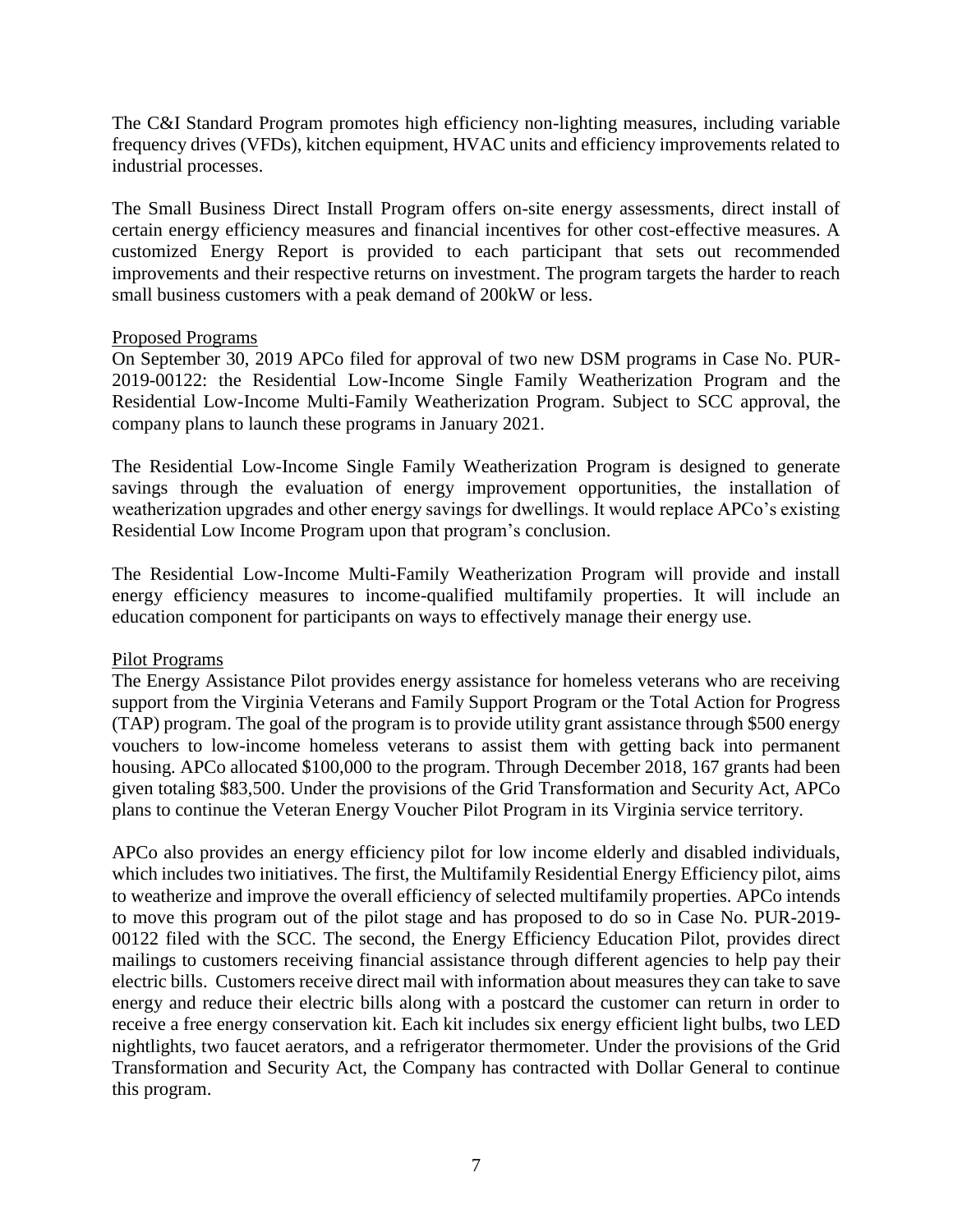The C&I Standard Program promotes high efficiency non-lighting measures, including variable frequency drives (VFDs), kitchen equipment, HVAC units and efficiency improvements related to industrial processes.

The Small Business Direct Install Program offers on-site energy assessments, direct install of certain energy efficiency measures and financial incentives for other cost-effective measures. A customized Energy Report is provided to each participant that sets out recommended improvements and their respective returns on investment. The program targets the harder to reach small business customers with a peak demand of 200kW or less.

### Proposed Programs

On September 30, 2019 APCo filed for approval of two new DSM programs in Case No. PUR-2019-00122: the Residential Low-Income Single Family Weatherization Program and the Residential Low-Income Multi-Family Weatherization Program. Subject to SCC approval, the company plans to launch these programs in January 2021.

The Residential Low-Income Single Family Weatherization Program is designed to generate savings through the evaluation of energy improvement opportunities, the installation of weatherization upgrades and other energy savings for dwellings. It would replace APCo's existing Residential Low Income Program upon that program's conclusion.

The Residential Low-Income Multi-Family Weatherization Program will provide and install energy efficiency measures to income-qualified multifamily properties. It will include an education component for participants on ways to effectively manage their energy use.

### Pilot Programs

The Energy Assistance Pilot provides energy assistance for homeless veterans who are receiving support from the Virginia Veterans and Family Support Program or the Total Action for Progress (TAP) program. The goal of the program is to provide utility grant assistance through $500 energy vouchers to low-income homeless veterans to assist them with getting back into permanent housing. APCo allocated $100,000 to the program. Through December 2018, 167 grants had been given totaling $83,500. Under the provisions of the Grid Transformation and Security Act, APCo plans to continue the Veteran Energy Voucher Pilot Program in its Virginia service territory.

APCo also provides an energy efficiency pilot for low income elderly and disabled individuals, which includes two initiatives. The first, the Multifamily Residential Energy Efficiency pilot, aims to weatherize and improve the overall efficiency of selected multifamily properties. APCo intends to move this program out of the pilot stage and has proposed to do so in Case No. PUR-2019-00122 filed with the SCC. The second, the Energy Efficiency Education Pilot, provides direct mailings to customers receiving financial assistance through different agencies to help pay their electric bills. Customers receive direct mail with information about measures they can take to save energy and reduce their electric bills along with a postcard the customer can return in order to receive a free energy conservation kit. Each kit includes six energy efficient light bulbs, two LED nightlights, two faucet aerators, and a refrigerator thermometer. Under the provisions of the Grid Transformation and Security Act, the Company has contracted with Dollar General to continue this program.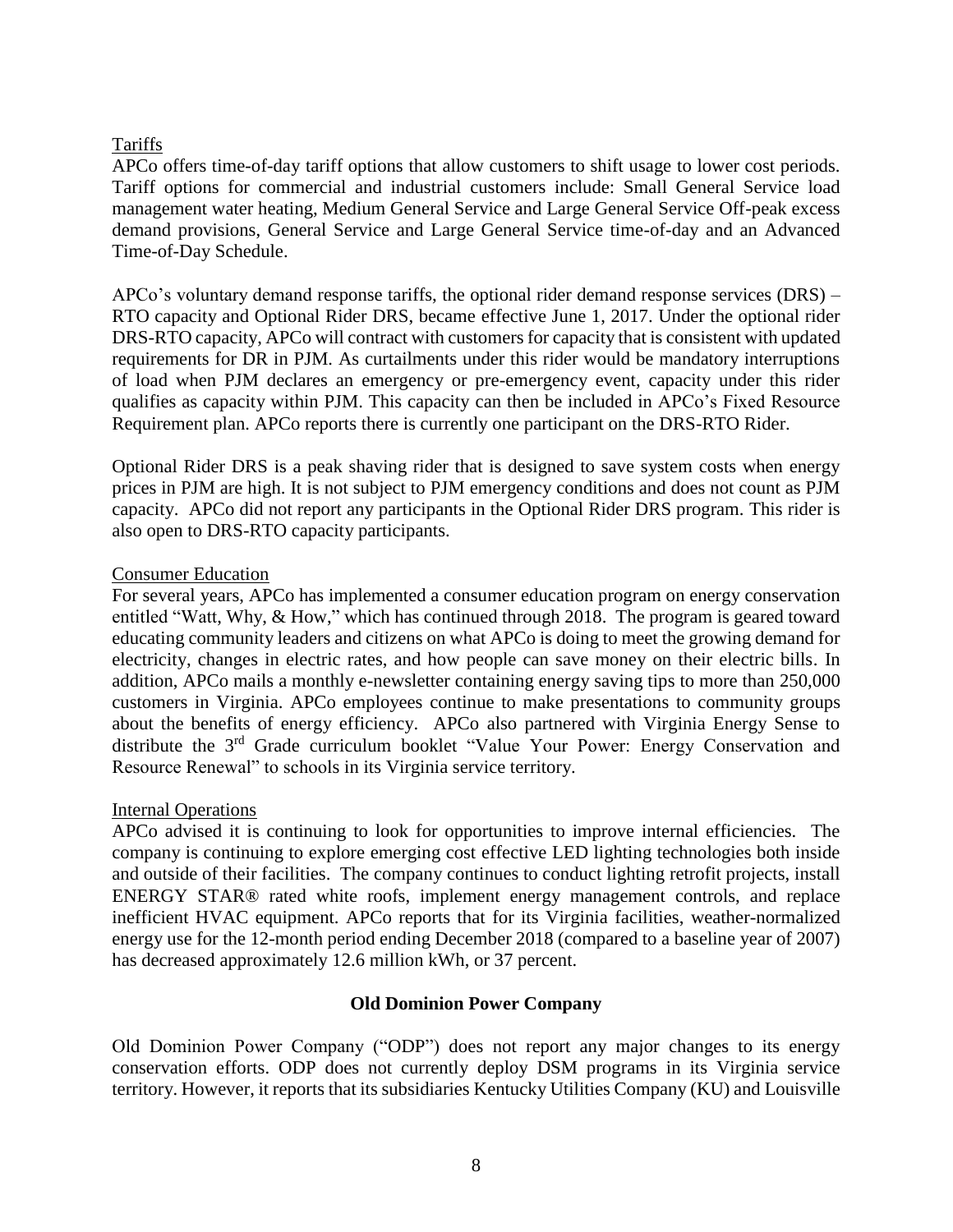Tariffs

APCo offers time-of-day tariff options that allow customers to shift usage to lower cost periods. Tariff options for commercial and industrial customers include: Small General Service load management water heating, Medium General Service and Large General Service Off-peak excess demand provisions, General Service and Large General Service time-of-day and an Advanced Time-of-Day Schedule.

APCo's voluntary demand response tariffs, the optional rider demand response services (DRS) – RTO capacity and Optional Rider DRS, became effective June 1, 2017. Under the optional rider DRS-RTO capacity, APCo will contract with customers for capacity that is consistent with updated requirements for DR in PJM. As curtailments under this rider would be mandatory interruptions of load when PJM declares an emergency or pre-emergency event, capacity under this rider qualifies as capacity within PJM. This capacity can then be included in APCo's Fixed Resource Requirement plan. APCo reports there is currently one participant on the DRS-RTO Rider.

Optional Rider DRS is a peak shaving rider that is designed to save system costs when energy prices in PJM are high. It is not subject to PJM emergency conditions and does not count as PJM capacity. APCo did not report any participants in the Optional Rider DRS program. This rider is also open to DRS-RTO capacity participants.

Consumer Education

For several years, APCo has implemented a consumer education program on energy conservation entitled "Watt, Why, & How," which has continued through 2018. The program is geared toward educating community leaders and citizens on what APCo is doing to meet the growing demand for electricity, changes in electric rates, and how people can save money on their electric bills. In addition, APCo mails a monthly e-newsletter containing energy saving tips to more than 250,000 customers in Virginia. APCo employees continue to make presentations to community groups about the benefits of energy efficiency. APCo also partnered with Virginia Energy Sense to distribute the 3rd Grade curriculum booklet "Value Your Power: Energy Conservation and Resource Renewal" to schools in its Virginia service territory.

Internal Operations

APCo advised it is continuing to look for opportunities to improve internal efficiencies. The company is continuing to explore emerging cost effective LED lighting technologies both inside and outside of their facilities. The company continues to conduct lighting retrofit projects, install ENERGY STAR® rated white roofs, implement energy management controls, and replace inefficient HVAC equipment. APCo reports that for its Virginia facilities, weather-normalized energy use for the 12-month period ending December 2018 (compared to a baseline year of 2007) has decreased approximately 12.6 million kWh, or 37 percent.

## Old Dominion Power Company

Old Dominion Power Company ("ODP") does not report any major changes to its energy conservation efforts. ODP does not currently deploy DSM programs in its Virginia service territory. However, it reports that its subsidiaries Kentucky Utilities Company (KU) and Louisville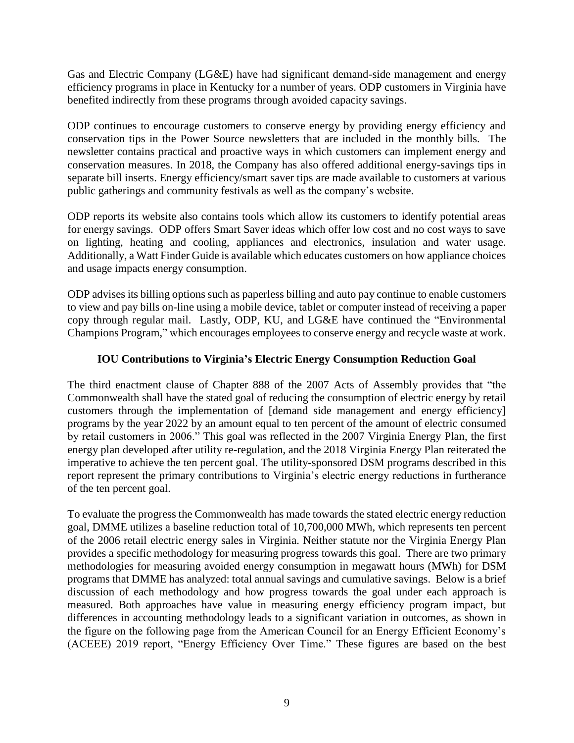Gas and Electric Company (LG&E) have had significant demand-side management and energy efficiency programs in place in Kentucky for a number of years. ODP customers in Virginia have benefited indirectly from these programs through avoided capacity savings.

ODP continues to encourage customers to conserve energy by providing energy efficiency and conservation tips in the Power Source newsletters that are included in the monthly bills. The newsletter contains practical and proactive ways in which customers can implement energy and conservation measures. In 2018, the Company has also offered additional energy-savings tips in separate bill inserts. Energy efficiency/smart saver tips are made available to customers at various public gatherings and community festivals as well as the company's website.

ODP reports its website also contains tools which allow its customers to identify potential areas for energy savings. ODP offers Smart Saver ideas which offer low cost and no cost ways to save on lighting, heating and cooling, appliances and electronics, insulation and water usage. Additionally, a Watt Finder Guide is available which educates customers on how appliance choices and usage impacts energy consumption.

ODP advises its billing options such as paperless billing and auto pay continue to enable customers to view and pay bills on-line using a mobile device, tablet or computer instead of receiving a paper copy through regular mail. Lastly, ODP, KU, and LG&E have continued the "Environmental Champions Program," which encourages employees to conserve energy and recycle waste at work.

## IOU Contributions to Virginia's Electric Energy Consumption Reduction Goal

The third enactment clause of Chapter 888 of the 2007 Acts of Assembly provides that "the Commonwealth shall have the stated goal of reducing the consumption of electric energy by retail customers through the implementation of [demand side management and energy efficiency] programs by the year 2022 by an amount equal to ten percent of the amount of electric consumed by retail customers in 2006." This goal was reflected in the 2007 Virginia Energy Plan, the first energy plan developed after utility re-regulation, and the 2018 Virginia Energy Plan reiterated the imperative to achieve the ten percent goal. The utility-sponsored DSM programs described in this report represent the primary contributions to Virginia's electric energy reductions in furtherance of the ten percent goal.

To evaluate the progress the Commonwealth has made towards the stated electric energy reduction goal, DMME utilizes a baseline reduction total of 10,700,000 MWh, which represents ten percent of the 2006 retail electric energy sales in Virginia. Neither statute nor the Virginia Energy Plan provides a specific methodology for measuring progress towards this goal. There are two primary methodologies for measuring avoided energy consumption in megawatt hours (MWh) for DSM programs that DMME has analyzed: total annual savings and cumulative savings. Below is a brief discussion of each methodology and how progress towards the goal under each approach is measured. Both approaches have value in measuring energy efficiency program impact, but differences in accounting methodology leads to a significant variation in outcomes, as shown in the figure on the following page from the American Council for an Energy Efficient Economy's (ACEEE) 2019 report, "Energy Efficiency Over Time." These figures are based on the best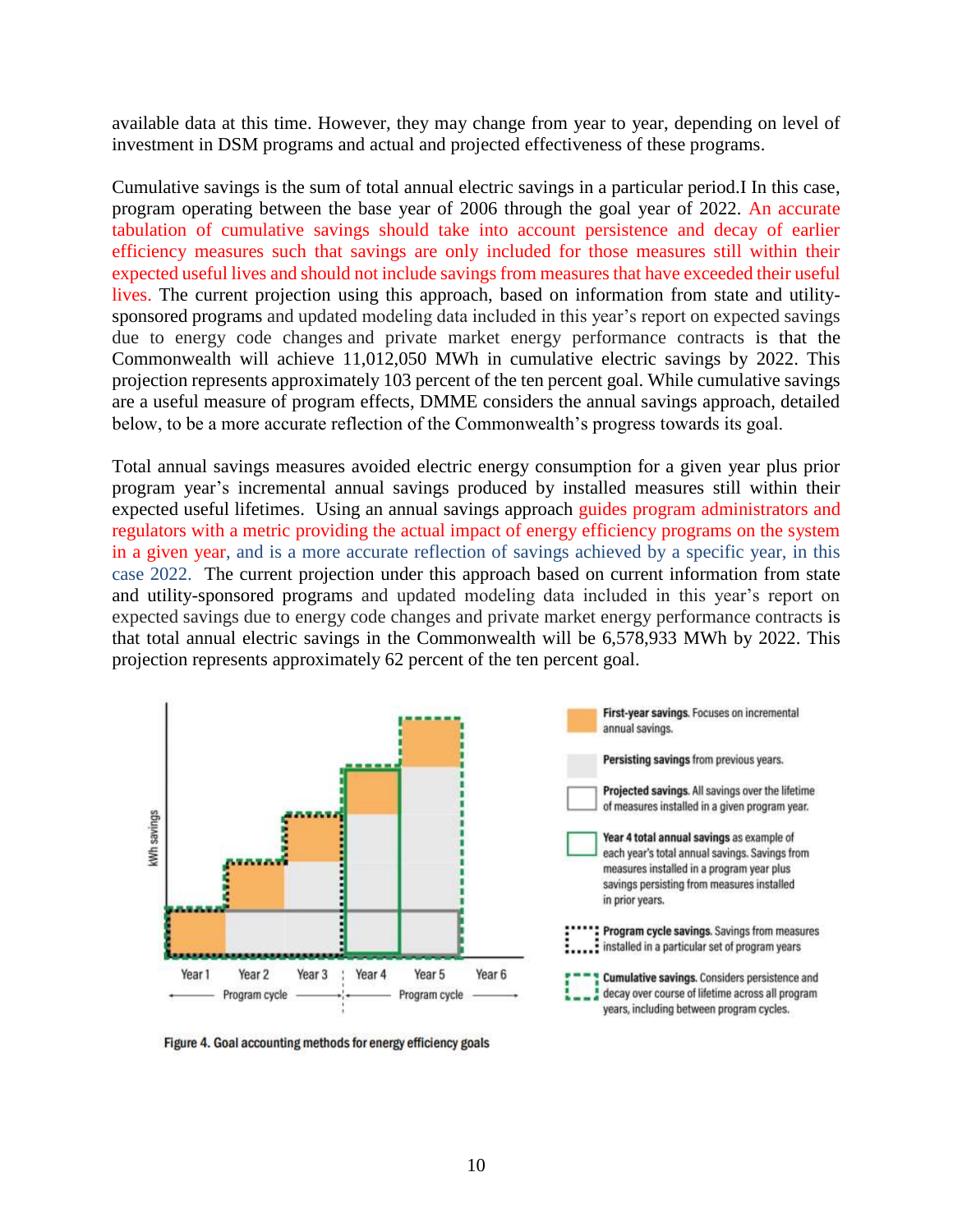available data at this time. However, they may change from year to year, depending on level of investment in DSM programs and actual and projected effectiveness of these programs.

Cumulative savings is the sum of total annual electric savings in a particular period.I In this case, program operating between the base year of 2006 through the goal year of 2022. An accurate tabulation of cumulative savings should take into account persistence and decay of earlier efficiency measures such that savings are only included for those measures still within their expected useful lives and should not include savings from measures that have exceeded their useful lives. The current projection using this approach, based on information from state and utility-sponsored programs and updated modeling data included in this year's report on expected savings due to energy code changes and private market energy performance contracts is that the Commonwealth will achieve 11,012,050 MWh in cumulative electric savings by 2022. This projection represents approximately 103 percent of the ten percent goal. While cumulative savings are a useful measure of program effects, DMME considers the annual savings approach, detailed below, to be a more accurate reflection of the Commonwealth's progress towards its goal.

Total annual savings measures avoided electric energy consumption for a given year plus prior program year's incremental annual savings produced by installed measures still within their expected useful lifetimes. Using an annual savings approach guides program administrators and regulators with a metric providing the actual impact of energy efficiency programs on the system in a given year, and is a more accurate reflection of savings achieved by a specific year, in this case 2022. The current projection under this approach based on current information from state and utility-sponsored programs and updated modeling data included in this year's report on expected savings due to energy code changes and private market energy performance contracts is that total annual electric savings in the Commonwealth will be 6,578,933 MWh by 2022. This projection represents approximately 62 percent of the ten percent goal.

Figure 4. Goal accounting methods for energy efficiency goals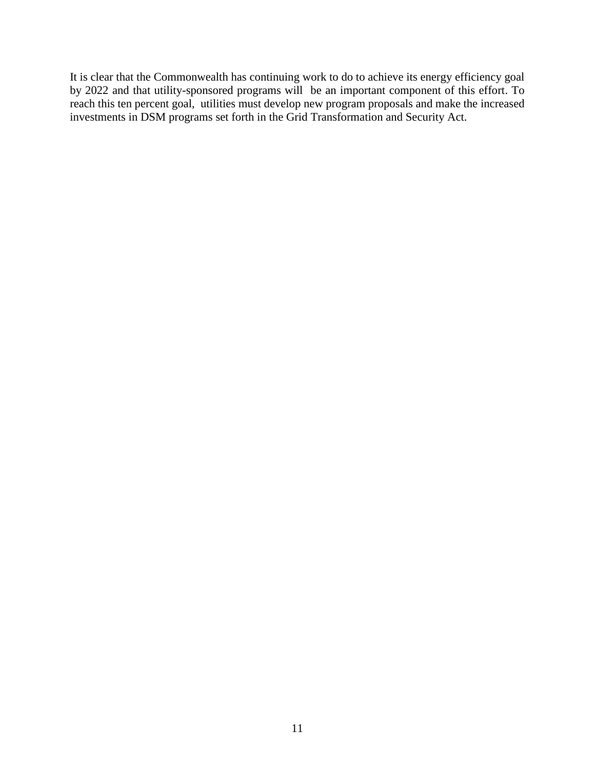It is clear that the Commonwealth has continuing work to do to achieve its energy efficiency goal by 2022 and that utility-sponsored programs will be an important component of this effort. To reach this ten percent goal, utilities must develop new program proposals and make the increased investments in DSM programs set forth in the Grid Transformation and Security Act.